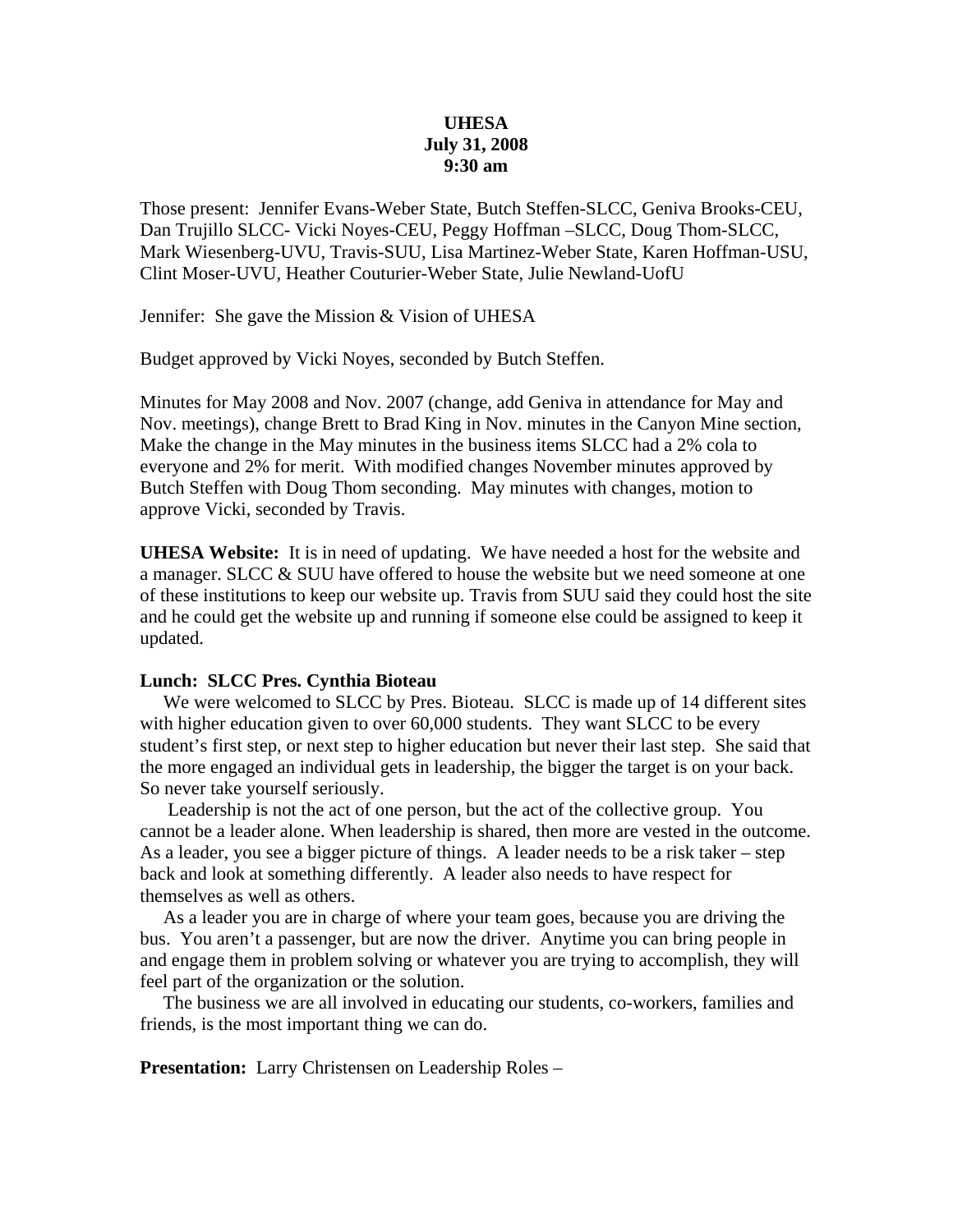**UHESA**
**July 31, 2008**
**9:30 am**

Those present: Jennifer Evans-Weber State, Butch Steffen-SLCC, Geniva Brooks-CEU, Dan Trujillo SLCC- Vicki Noyes-CEU, Peggy Hoffman –SLCC, Doug Thom-SLCC, Mark Wiesenberg-UVU, Travis-SUU, Lisa Martinez-Weber State, Karen Hoffman-USU, Clint Moser-UVU, Heather Couturier-Weber State, Julie Newland-UofU

Jennifer: She gave the Mission & Vision of UHESA

Budget approved by Vicki Noyes, seconded by Butch Steffen.

Minutes for May 2008 and Nov. 2007 (change, add Geniva in attendance for May and Nov. meetings), change Brett to Brad King in Nov. minutes in the Canyon Mine section, Make the change in the May minutes in the business items SLCC had a 2% cola to everyone and 2% for merit. With modified changes November minutes approved by Butch Steffen with Doug Thom seconding. May minutes with changes, motion to approve Vicki, seconded by Travis.

**UHESA Website:** It is in need of updating. We have needed a host for the website and a manager. SLCC & SUU have offered to house the website but we need someone at one of these institutions to keep our website up. Travis from SUU said they could host the site and he could get the website up and running if someone else could be assigned to keep it updated.

**Lunch: SLCC Pres. Cynthia Bioteau**

We were welcomed to SLCC by Pres. Bioteau. SLCC is made up of 14 different sites with higher education given to over 60,000 students. They want SLCC to be every student's first step, or next step to higher education but never their last step. She said that the more engaged an individual gets in leadership, the bigger the target is on your back. So never take yourself seriously.

Leadership is not the act of one person, but the act of the collective group. You cannot be a leader alone. When leadership is shared, then more are vested in the outcome. As a leader, you see a bigger picture of things. A leader needs to be a risk taker – step back and look at something differently. A leader also needs to have respect for themselves as well as others.

As a leader you are in charge of where your team goes, because you are driving the bus. You aren't a passenger, but are now the driver. Anytime you can bring people in and engage them in problem solving or whatever you are trying to accomplish, they will feel part of the organization or the solution.

The business we are all involved in educating our students, co-workers, families and friends, is the most important thing we can do.

**Presentation:** Larry Christensen on Leadership Roles –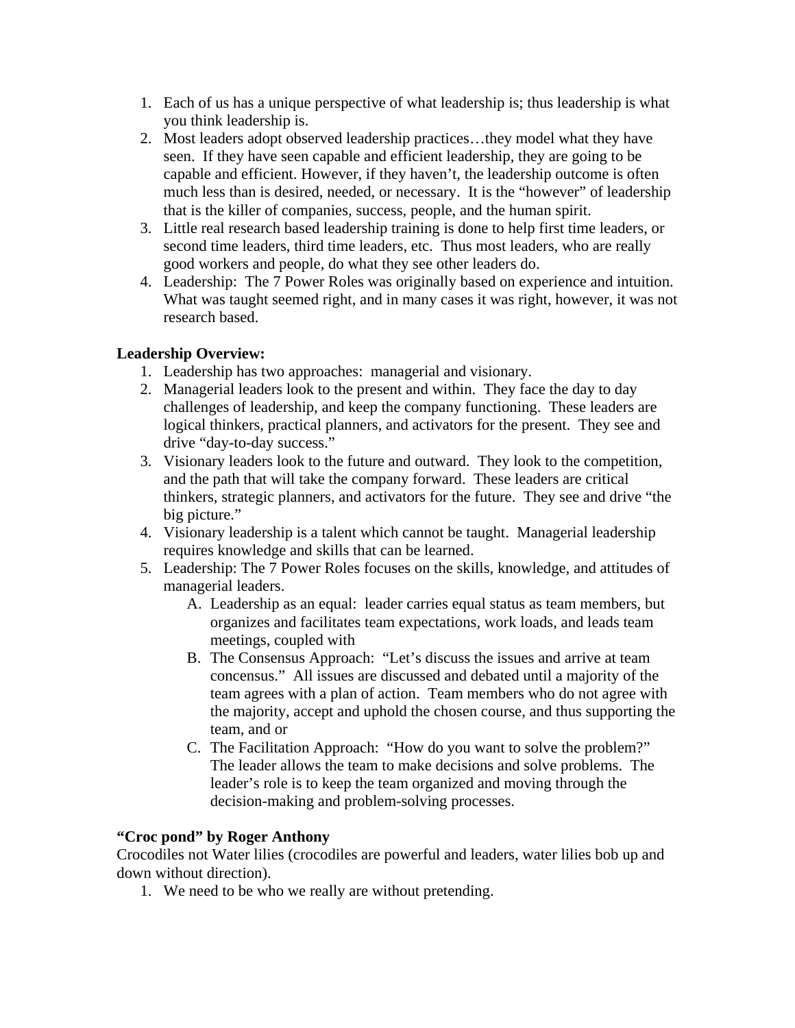1. Each of us has a unique perspective of what leadership is; thus leadership is what you think leadership is.
2. Most leaders adopt observed leadership practices…they model what they have seen. If they have seen capable and efficient leadership, they are going to be capable and efficient. However, if they haven't, the leadership outcome is often much less than is desired, needed, or necessary. It is the "however" of leadership that is the killer of companies, success, people, and the human spirit.
3. Little real research based leadership training is done to help first time leaders, or second time leaders, third time leaders, etc. Thus most leaders, who are really good workers and people, do what they see other leaders do.
4. Leadership: The 7 Power Roles was originally based on experience and intuition. What was taught seemed right, and in many cases it was right, however, it was not research based.

**Leadership Overview:**

1. Leadership has two approaches: managerial and visionary.
2. Managerial leaders look to the present and within. They face the day to day challenges of leadership, and keep the company functioning. These leaders are logical thinkers, practical planners, and activators for the present. They see and drive "day-to-day success."
3. Visionary leaders look to the future and outward. They look to the competition, and the path that will take the company forward. These leaders are critical thinkers, strategic planners, and activators for the future. They see and drive "the big picture."
4. Visionary leadership is a talent which cannot be taught. Managerial leadership requires knowledge and skills that can be learned.
5. Leadership: The 7 Power Roles focuses on the skills, knowledge, and attitudes of managerial leaders.
   A. Leadership as an equal: leader carries equal status as team members, but organizes and facilitates team expectations, work loads, and leads team meetings, coupled with
   B. The Consensus Approach: "Let's discuss the issues and arrive at team concensus." All issues are discussed and debated until a majority of the team agrees with a plan of action. Team members who do not agree with the majority, accept and uphold the chosen course, and thus supporting the team, and or
   C. The Facilitation Approach: "How do you want to solve the problem?" The leader allows the team to make decisions and solve problems. The leader's role is to keep the team organized and moving through the decision-making and problem-solving processes.

**"Croc pond" by Roger Anthony**

Crocodiles not Water lilies (crocodiles are powerful and leaders, water lilies bob up and down without direction).

1. We need to be who we really are without pretending.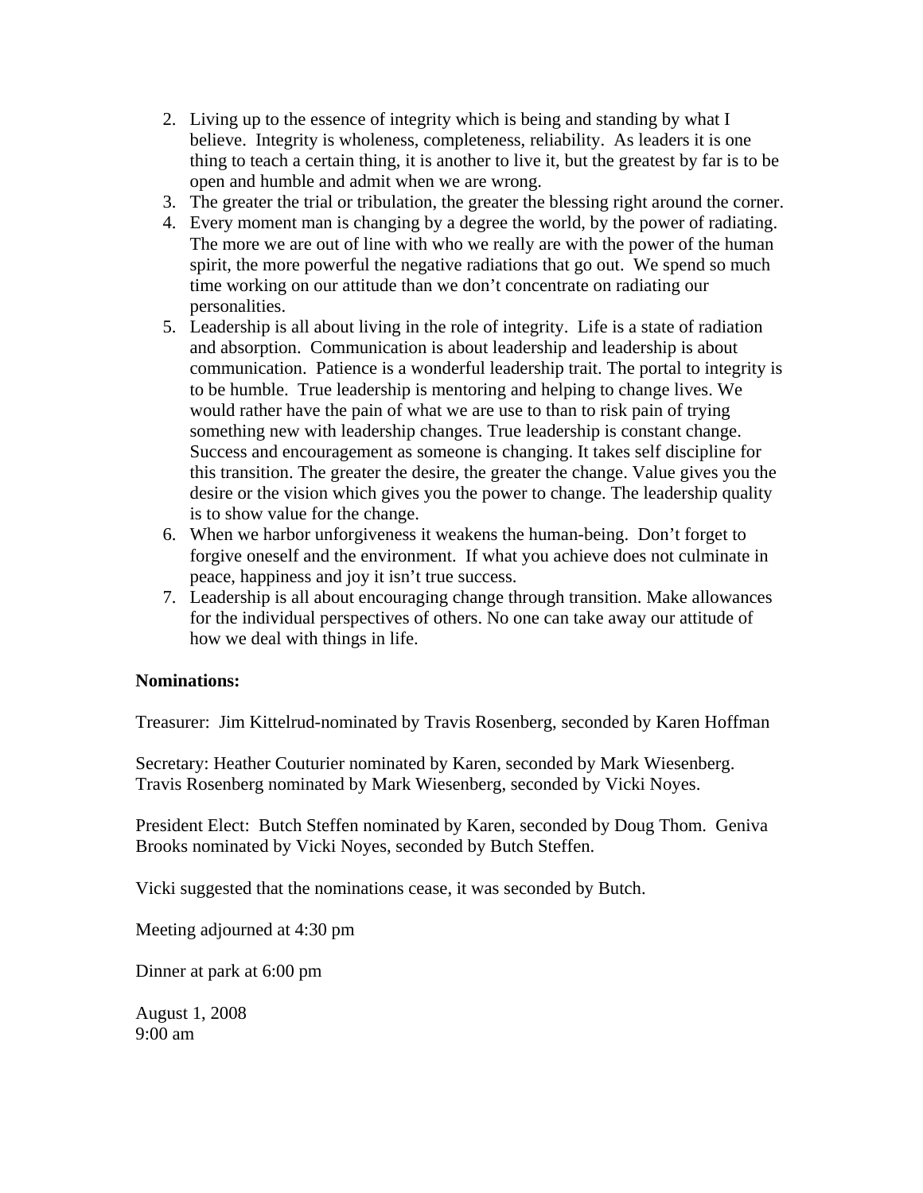2. Living up to the essence of integrity which is being and standing by what I believe. Integrity is wholeness, completeness, reliability. As leaders it is one thing to teach a certain thing, it is another to live it, but the greatest by far is to be open and humble and admit when we are wrong.
3. The greater the trial or tribulation, the greater the blessing right around the corner.
4. Every moment man is changing by a degree the world, by the power of radiating. The more we are out of line with who we really are with the power of the human spirit, the more powerful the negative radiations that go out. We spend so much time working on our attitude than we don't concentrate on radiating our personalities.
5. Leadership is all about living in the role of integrity. Life is a state of radiation and absorption. Communication is about leadership and leadership is about communication. Patience is a wonderful leadership trait. The portal to integrity is to be humble. True leadership is mentoring and helping to change lives. We would rather have the pain of what we are use to than to risk pain of trying something new with leadership changes. True leadership is constant change. Success and encouragement as someone is changing. It takes self discipline for this transition. The greater the desire, the greater the change. Value gives you the desire or the vision which gives you the power to change. The leadership quality is to show value for the change.
6. When we harbor unforgiveness it weakens the human-being. Don't forget to forgive oneself and the environment. If what you achieve does not culminate in peace, happiness and joy it isn't true success.
7. Leadership is all about encouraging change through transition. Make allowances for the individual perspectives of others. No one can take away our attitude of how we deal with things in life.

**Nominations:**

Treasurer: Jim Kittelrud-nominated by Travis Rosenberg, seconded by Karen Hoffman

Secretary: Heather Couturier nominated by Karen, seconded by Mark Wiesenberg. Travis Rosenberg nominated by Mark Wiesenberg, seconded by Vicki Noyes.

President Elect: Butch Steffen nominated by Karen, seconded by Doug Thom. Geniva Brooks nominated by Vicki Noyes, seconded by Butch Steffen.

Vicki suggested that the nominations cease, it was seconded by Butch.

Meeting adjourned at 4:30 pm

Dinner at park at 6:00 pm

August 1, 2008
9:00 am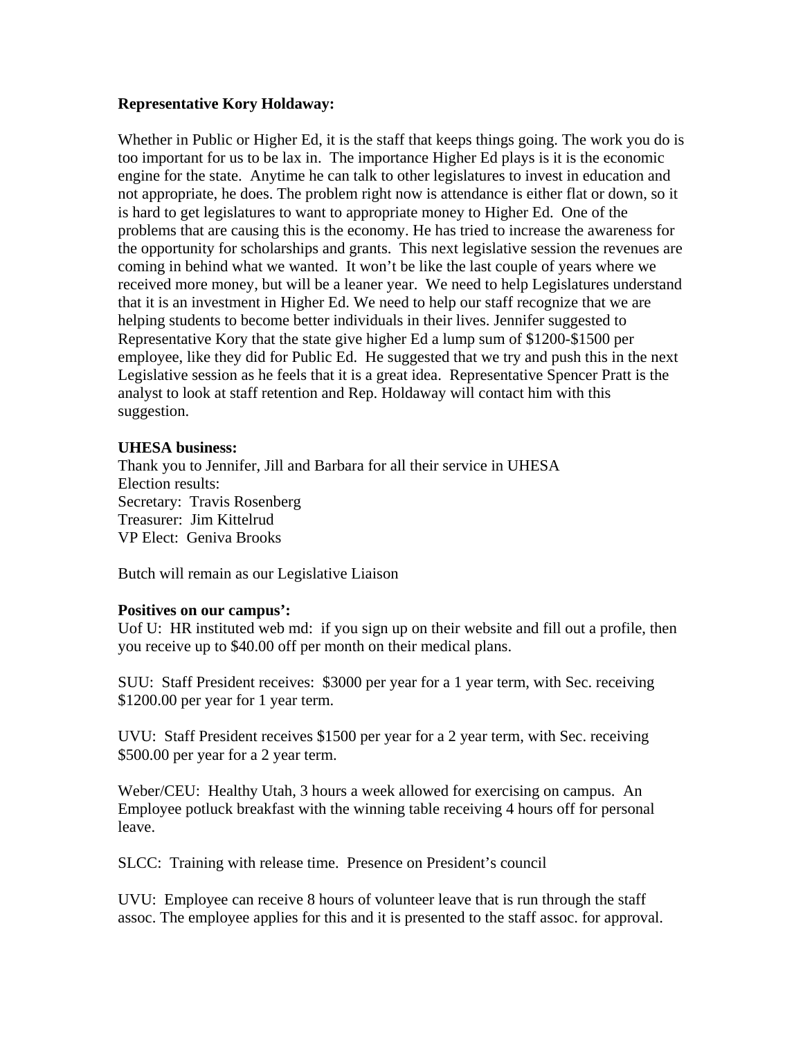**Representative Kory Holdaway:**

Whether in Public or Higher Ed, it is the staff that keeps things going. The work you do is too important for us to be lax in. The importance Higher Ed plays is it is the economic engine for the state. Anytime he can talk to other legislatures to invest in education and not appropriate, he does. The problem right now is attendance is either flat or down, so it is hard to get legislatures to want to appropriate money to Higher Ed. One of the problems that are causing this is the economy. He has tried to increase the awareness for the opportunity for scholarships and grants. This next legislative session the revenues are coming in behind what we wanted. It won't be like the last couple of years where we received more money, but will be a leaner year. We need to help Legislatures understand that it is an investment in Higher Ed. We need to help our staff recognize that we are helping students to become better individuals in their lives. Jennifer suggested to Representative Kory that the state give higher Ed a lump sum of $1200-$1500 per employee, like they did for Public Ed. He suggested that we try and push this in the next Legislative session as he feels that it is a great idea. Representative Spencer Pratt is the analyst to look at staff retention and Rep. Holdaway will contact him with this suggestion.

**UHESA business:**

Thank you to Jennifer, Jill and Barbara for all their service in UHESA
Election results:
Secretary: Travis Rosenberg
Treasurer: Jim Kittelrud
VP Elect: Geniva Brooks

Butch will remain as our Legislative Liaison

**Positives on our campus':**

Uof U: HR instituted web md: if you sign up on their website and fill out a profile, then you receive up to $40.00 off per month on their medical plans.

SUU: Staff President receives: $3000 per year for a 1 year term, with Sec. receiving $1200.00 per year for 1 year term.

UVU: Staff President receives $1500 per year for a 2 year term, with Sec. receiving $500.00 per year for a 2 year term.

Weber/CEU: Healthy Utah, 3 hours a week allowed for exercising on campus. An Employee potluck breakfast with the winning table receiving 4 hours off for personal leave.

SLCC: Training with release time. Presence on President's council

UVU: Employee can receive 8 hours of volunteer leave that is run through the staff assoc. The employee applies for this and it is presented to the staff assoc. for approval.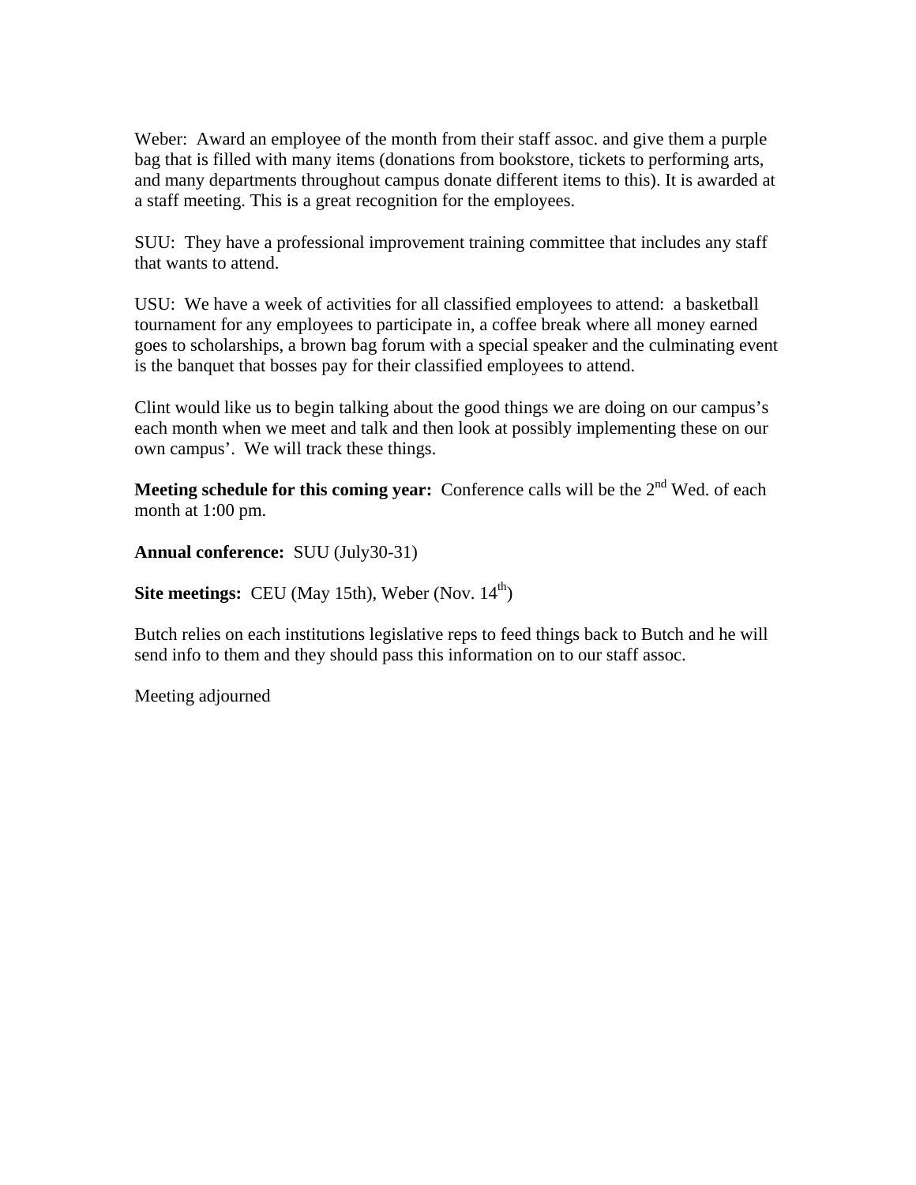Weber: Award an employee of the month from their staff assoc. and give them a purple bag that is filled with many items (donations from bookstore, tickets to performing arts, and many departments throughout campus donate different items to this). It is awarded at a staff meeting. This is a great recognition for the employees.

SUU: They have a professional improvement training committee that includes any staff that wants to attend.

USU: We have a week of activities for all classified employees to attend: a basketball tournament for any employees to participate in, a coffee break where all money earned goes to scholarships, a brown bag forum with a special speaker and the culminating event is the banquet that bosses pay for their classified employees to attend.

Clint would like us to begin talking about the good things we are doing on our campus's each month when we meet and talk and then look at possibly implementing these on our own campus'. We will track these things.

**Meeting schedule for this coming year:** Conference calls will be the 2nd Wed. of each month at 1:00 pm.

**Annual conference:** SUU (July30-31)

**Site meetings:** CEU (May 15th), Weber (Nov. 14th)

Butch relies on each institutions legislative reps to feed things back to Butch and he will send info to them and they should pass this information on to our staff assoc.

Meeting adjourned